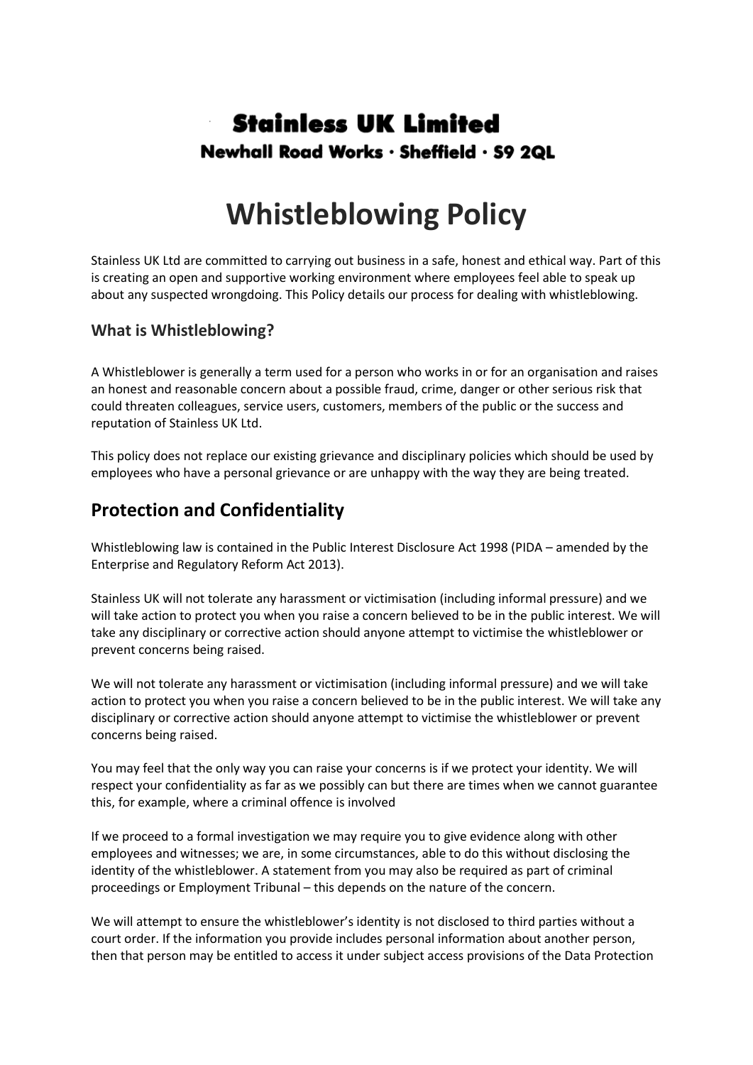**Stainless UK Limited**

**Newhall Road Works · Sheffield · S9 2QL**

# Whistleblowing Policy

Stainless UK Ltd are committed to carrying out business in a safe, honest and ethical way. Part of this is creating an open and supportive working environment where employees feel able to speak up about any suspected wrongdoing. This Policy details our process for dealing with whistleblowing.

### What is Whistleblowing?

A Whistleblower is generally a term used for a person who works in or for an organisation and raises an honest and reasonable concern about a possible fraud, crime, danger or other serious risk that could threaten colleagues, service users, customers, members of the public or the success and reputation of Stainless UK Ltd.

This policy does not replace our existing grievance and disciplinary policies which should be used by employees who have a personal grievance or are unhappy with the way they are being treated.

## Protection and Confidentiality

Whistleblowing law is contained in the Public Interest Disclosure Act 1998 (PIDA – amended by the Enterprise and Regulatory Reform Act 2013).

Stainless UK will not tolerate any harassment or victimisation (including informal pressure) and we will take action to protect you when you raise a concern believed to be in the public interest. We will take any disciplinary or corrective action should anyone attempt to victimise the whistleblower or prevent concerns being raised.

We will not tolerate any harassment or victimisation (including informal pressure) and we will take action to protect you when you raise a concern believed to be in the public interest. We will take any disciplinary or corrective action should anyone attempt to victimise the whistleblower or prevent concerns being raised.

You may feel that the only way you can raise your concerns is if we protect your identity. We will respect your confidentiality as far as we possibly can but there are times when we cannot guarantee this, for example, where a criminal offence is involved

If we proceed to a formal investigation we may require you to give evidence along with other employees and witnesses; we are, in some circumstances, able to do this without disclosing the identity of the whistleblower. A statement from you may also be required as part of criminal proceedings or Employment Tribunal – this depends on the nature of the concern.

We will attempt to ensure the whistleblower's identity is not disclosed to third parties without a court order. If the information you provide includes personal information about another person, then that person may be entitled to access it under subject access provisions of the Data Protection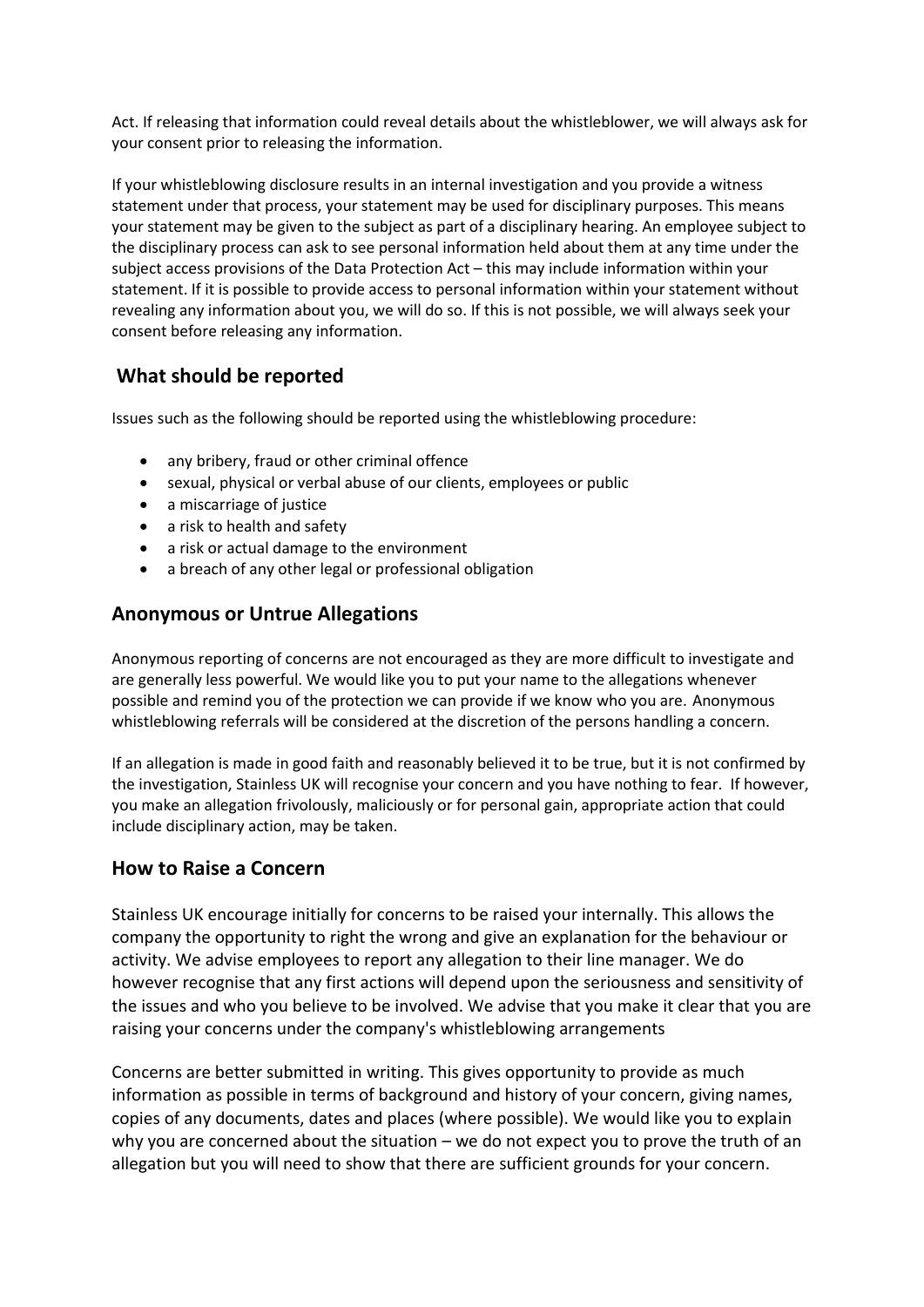Act. If releasing that information could reveal details about the whistleblower, we will always ask for your consent prior to releasing the information.

If your whistleblowing disclosure results in an internal investigation and you provide a witness statement under that process, your statement may be used for disciplinary purposes. This means your statement may be given to the subject as part of a disciplinary hearing. An employee subject to the disciplinary process can ask to see personal information held about them at any time under the subject access provisions of the Data Protection Act – this may include information within your statement. If it is possible to provide access to personal information within your statement without revealing any information about you, we will do so. If this is not possible, we will always seek your consent before releasing any information.

## What should be reported

Issues such as the following should be reported using the whistleblowing procedure:

- any bribery, fraud or other criminal offence
- sexual, physical or verbal abuse of our clients, employees or public
- a miscarriage of justice
- a risk to health and safety
- a risk or actual damage to the environment
- a breach of any other legal or professional obligation

## Anonymous or Untrue Allegations

Anonymous reporting of concerns are not encouraged as they are more difficult to investigate and are generally less powerful. We would like you to put your name to the allegations whenever possible and remind you of the protection we can provide if we know who you are. Anonymous whistleblowing referrals will be considered at the discretion of the persons handling a concern.

If an allegation is made in good faith and reasonably believed it to be true, but it is not confirmed by the investigation, Stainless UK will recognise your concern and you have nothing to fear. If however, you make an allegation frivolously, maliciously or for personal gain, appropriate action that could include disciplinary action, may be taken.

## How to Raise a Concern

Stainless UK encourage initially for concerns to be raised your internally. This allows the company the opportunity to right the wrong and give an explanation for the behaviour or activity. We advise employees to report any allegation to their line manager. We do however recognise that any first actions will depend upon the seriousness and sensitivity of the issues and who you believe to be involved. We advise that you make it clear that you are raising your concerns under the company's whistleblowing arrangements

Concerns are better submitted in writing. This gives opportunity to provide as much information as possible in terms of background and history of your concern, giving names, copies of any documents, dates and places (where possible). We would like you to explain why you are concerned about the situation – we do not expect you to prove the truth of an allegation but you will need to show that there are sufficient grounds for your concern.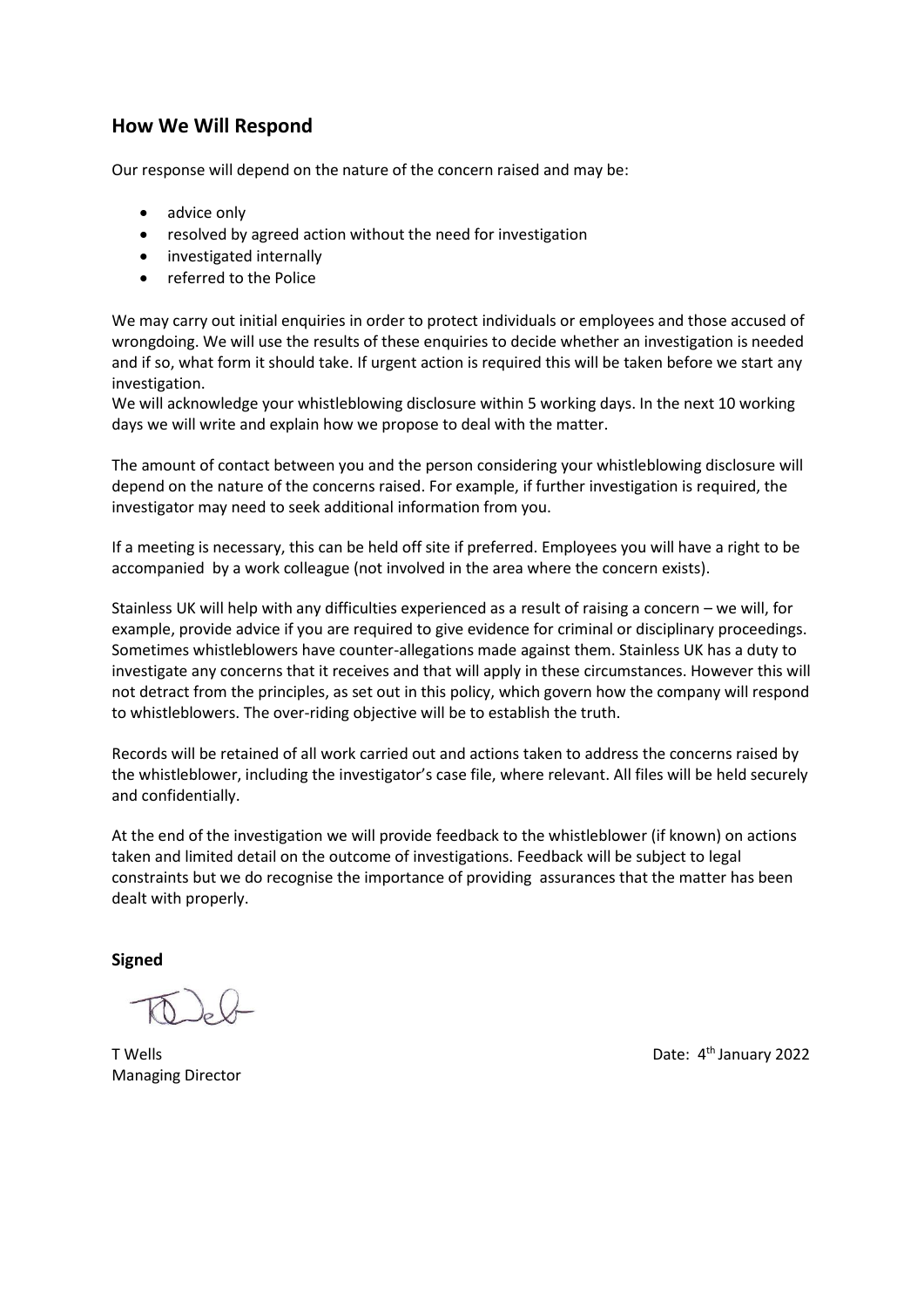## How We Will Respond

Our response will depend on the nature of the concern raised and may be:

- advice only
- resolved by agreed action without the need for investigation
- investigated internally
- referred to the Police

We may carry out initial enquiries in order to protect individuals or employees and those accused of wrongdoing. We will use the results of these enquiries to decide whether an investigation is needed and if so, what form it should take. If urgent action is required this will be taken before we start any investigation.
We will acknowledge your whistleblowing disclosure within 5 working days. In the next 10 working days we will write and explain how we propose to deal with the matter.

The amount of contact between you and the person considering your whistleblowing disclosure will depend on the nature of the concerns raised. For example, if further investigation is required, the investigator may need to seek additional information from you.

If a meeting is necessary, this can be held off site if preferred. Employees you will have a right to be accompanied by a work colleague (not involved in the area where the concern exists).

Stainless UK will help with any difficulties experienced as a result of raising a concern – we will, for example, provide advice if you are required to give evidence for criminal or disciplinary proceedings. Sometimes whistleblowers have counter-allegations made against them. Stainless UK has a duty to investigate any concerns that it receives and that will apply in these circumstances. However this will not detract from the principles, as set out in this policy, which govern how the company will respond to whistleblowers. The over-riding objective will be to establish the truth.

Records will be retained of all work carried out and actions taken to address the concerns raised by the whistleblower, including the investigator's case file, where relevant. All files will be held securely and confidentially.

At the end of the investigation we will provide feedback to the whistleblower (if known) on actions taken and limited detail on the outcome of investigations. Feedback will be subject to legal constraints but we do recognise the importance of providing assurances that the matter has been dealt with properly.

**Signed**

T Wells
Managing Director

Date: 4th January 2022